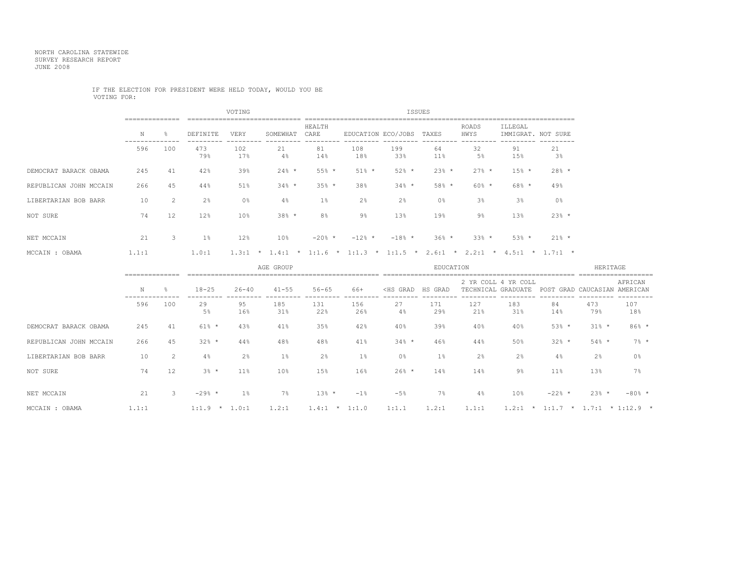NORTH CAROLINA STATEWIDE
SURVEY RESEARCH REPORT
JUNE 2008

IF THE ELECTION FOR PRESIDENT WERE HELD TODAY, WOULD YOU BE VOTING FOR:

| | N | % | VOTING | | | ISSUES | | | | | | |
|---|---|---|---|---|---|---|---|---|---|---|---|---|
| | | | DEFINITE | VERY | SOMEWHAT | HEALTH CARE | EDUCATION | ECO/JOBS | TAXES | ROADS HWYS | ILLEGAL IMMIGRAT. | NOT SURE |
| | 596 | 100 | 473<br>79% | 102<br>17% | 21<br>4% | 81<br>14% | 108<br>18% | 199<br>33% | 64<br>11% | 32<br>5% | 91<br>15% | 21<br>3% |
| DEMOCRAT BARACK OBAMA | 245 | 41 | 42% | 39% | 24% * | 55% * | 51% * | 52% * | 23% * | 27% * | 15% * | 28% * |
| REPUBLICAN JOHN MCCAIN | 266 | 45 | 44% | 51% | 34% * | 35% * | 38% | 34% * | 58% * | 60% * | 68% * | 49% |
| LIBERTARIAN BOB BARR | 10 | 2 | 2% | 0% | 4% | 1% | 2% | 2% | 0% | 3% | 3% | 0% |
| NOT SURE | 74 | 12 | 12% | 10% | 38% * | 8% | 9% | 13% | 19% | 9% | 13% | 23% * |
| NET MCCAIN | 21 | 3 | 1% | 12% | 10% | -20% * | -12% * | -18% * | 36% * | 33% * | 53% * | 21% * |
| MCCAIN : OBAMA | 1.1:1 | | 1.0:1 | 1.3:1 * | 1.4:1 * | 1:1.6 * | 1:1.3 * | 1:1.5 * | 2.6:1 * | 2.2:1 * | 4.5:1 * | 1.7:1 * |

| | N | % | AGE GROUP | | | | | EDUCATION | | | | | HERITAGE | |
|---|---|---|---|---|---|---|---|---|---|---|---|---|---|---|
| | | | 18-25 | 26-40 | 41-55 | 56-65 | 66+ | <HS GRAD | HS GRAD | 2 YR COLL TECHNICAL | 4 YR COLL GRADUATE | POST GRAD | CAUCASIAN | AFRICAN AMERICAN |
| | 596 | 100 | 29<br>5% | 95<br>16% | 185<br>31% | 131<br>22% | 156<br>26% | 27<br>4% | 171<br>29% | 127<br>21% | 183<br>31% | 84<br>14% | 473<br>79% | 107<br>18% |
| DEMOCRAT BARACK OBAMA | 245 | 41 | 61% * | 43% | 41% | 35% | 42% | 40% | 39% | 40% | 40% | 53% * | 31% * | 86% * |
| REPUBLICAN JOHN MCCAIN | 266 | 45 | 32% * | 44% | 48% | 48% | 41% | 34% * | 46% | 44% | 50% | 32% * | 54% * | 7% * |
| LIBERTARIAN BOB BARR | 10 | 2 | 4% | 2% | 1% | 2% | 1% | 0% | 1% | 2% | 2% | 4% | 2% | 0% |
| NOT SURE | 74 | 12 | 3% * | 11% | 10% | 15% | 16% | 26% * | 14% | 14% | 9% | 11% | 13% | 7% |
| NET MCCAIN | 21 | 3 | -29% * | 1% | 7% | 13% * | -1% | -5% | 7% | 4% | 10% | -22% * | 23% * | -80% * |
| MCCAIN : OBAMA | 1.1:1 | | 1:1.9 * | 1.0:1 | 1.2:1 | 1.4:1 * | 1:1.0 | 1:1.1 | 1.2:1 | 1.1:1 | 1.2:1 * | 1:1.7 * | 1.7:1 * | 1:12.9 * |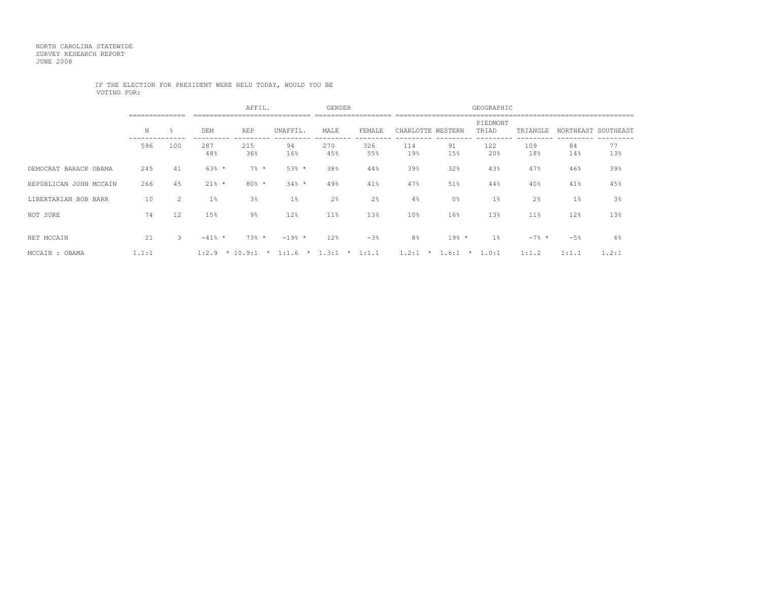NORTH CAROLINA STATEWIDE
SURVEY RESEARCH REPORT
JUNE 2008

IF THE ELECTION FOR PRESIDENT WERE HELD TODAY, WOULD YOU BE VOTING FOR:

| | | | AFFIL. | | | GENDER | | GEOGRAPHIC | | | | | |
|---|---|---|---|---|---|---|---|---|---|---|---|---|---|
| | N | % | DEM | REP | UNAFFIL. | MALE | FEMALE | CHARLOTTE | WESTERN | PIEDMONT TRIAD | TRIANGLE | NORTHEAST | SOUTHEAST |
| | 596 | 100 | 287<br>48% | 215<br>36% | 94<br>16% | 270<br>45% | 326<br>55% | 114<br>19% | 91<br>15% | 122<br>20% | 109<br>18% | 84<br>14% | 77<br>13% |
| DEMOCRAT BARACK OBAMA | 245 | 41 | 63% * | 7% * | 53% * | 38% | 44% | 39% | 32% | 43% | 47% | 46% | 39% |
| REPUBLICAN JOHN MCCAIN | 266 | 45 | 21% * | 80% * | 34% * | 49% | 41% | 47% | 51% | 44% | 40% | 41% | 45% |
| LIBERTARIAN BOB BARR | 10 | 2 | 1% | 3% | 1% | 2% | 2% | 4% | 0% | 1% | 2% | 1% | 3% |
| NOT SURE | 74 | 12 | 15% | 9% | 12% | 11% | 13% | 10% | 16% | 13% | 11% | 12% | 13% |
| NET MCCAIN | 21 | 3 | -41% * | 73% * | -19% * | 12% | -3% | 8% | 19% * | 1% | -7% * | -5% | 6% |
| MCCAIN : OBAMA | 1.1:1 | | 1:2.9 * | 10.9:1 * | 1:1.6 * | 1.3:1 * | 1:1.1 | 1.2:1 * | 1.6:1 * | 1.0:1 | 1:1.2 | 1:1.1 | 1.2:1 |